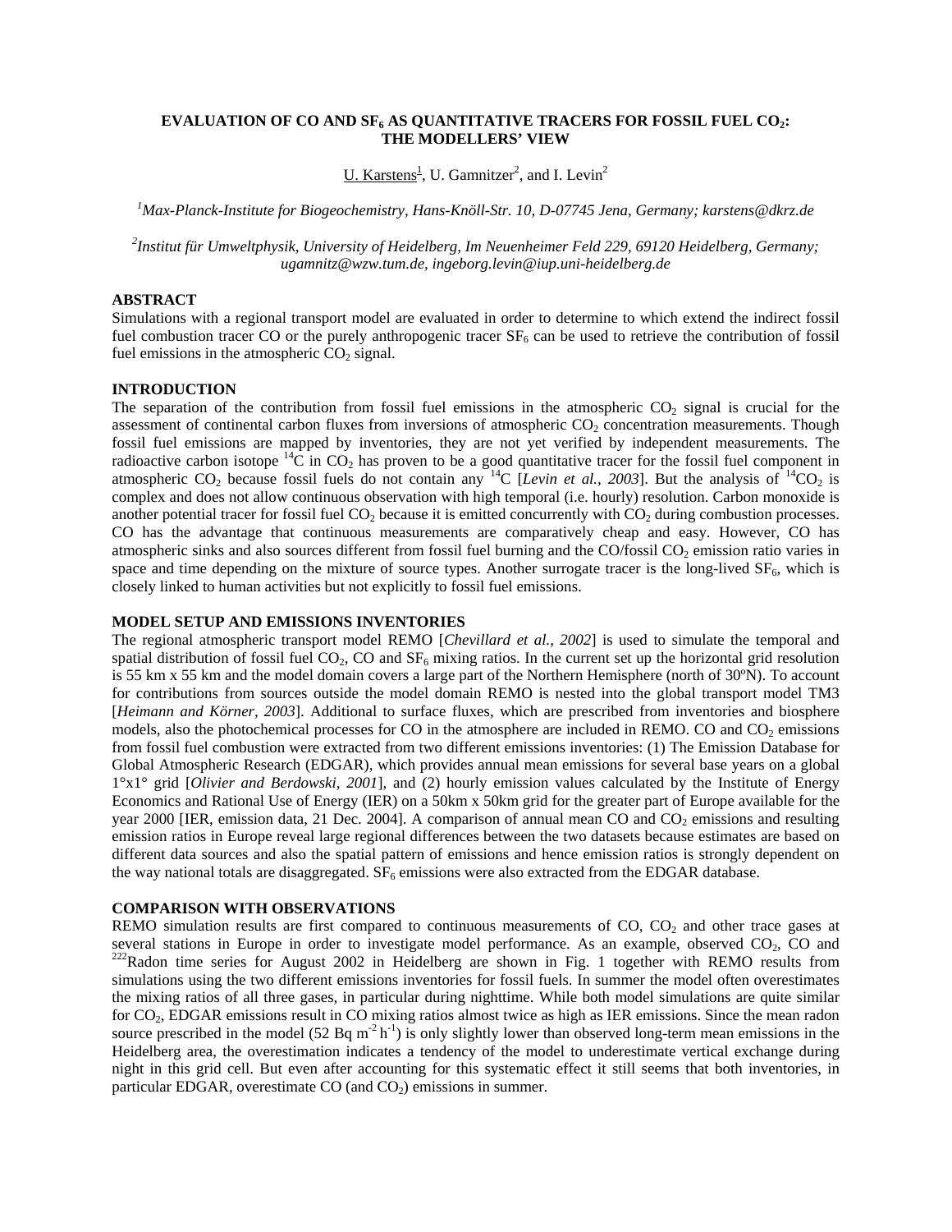# EVALUATION OF CO AND $SF_6$ AS QUANTITATIVE TRACERS FOR FOSSIL FUEL $CO_2$: THE MODELLERS' VIEW

U. Karstens[1], U. Gamnitzer[2], and I. Levin[2]

[1]*Max-Planck-Institute for Biogeochemistry, Hans-Knöll-Str. 10, D-07745 Jena, Germany; karstens@dkrz.de*

[2]*Institut für Umweltphysik, University of Heidelberg, Im Neuenheimer Feld 229, 69120 Heidelberg, Germany; ugamnitz@wzw.tum.de, ingeborg.levin@iup.uni-heidelberg.de*

## ABSTRACT

Simulations with a regional transport model are evaluated in order to determine to which extend the indirect fossil fuel combustion tracer CO or the purely anthropogenic tracer $SF_6$ can be used to retrieve the contribution of fossil fuel emissions in the atmospheric $CO_2$ signal.

## INTRODUCTION

The separation of the contribution from fossil fuel emissions in the atmospheric $CO_2$ signal is crucial for the assessment of continental carbon fluxes from inversions of atmospheric $CO_2$ concentration measurements. Though fossil fuel emissions are mapped by inventories, they are not yet verified by independent measurements. The radioactive carbon isotope $^{14}C$ in $CO_2$ has proven to be a good quantitative tracer for the fossil fuel component in atmospheric $CO_2$ because fossil fuels do not contain any $^{14}C$ [*Levin et al., 2003*]. But the analysis of $^{14}CO_2$ is complex and does not allow continuous observation with high temporal (i.e. hourly) resolution. Carbon monoxide is another potential tracer for fossil fuel $CO_2$ because it is emitted concurrently with $CO_2$ during combustion processes. CO has the advantage that continuous measurements are comparatively cheap and easy. However, CO has atmospheric sinks and also sources different from fossil fuel burning and the CO/fossil $CO_2$ emission ratio varies in space and time depending on the mixture of source types. Another surrogate tracer is the long-lived $SF_6$, which is closely linked to human activities but not explicitly to fossil fuel emissions.

## MODEL SETUP AND EMISSIONS INVENTORIES

The regional atmospheric transport model REMO [*Chevillard et al., 2002*] is used to simulate the temporal and spatial distribution of fossil fuel $CO_2$, CO and $SF_6$ mixing ratios. In the current set up the horizontal grid resolution is 55 km x 55 km and the model domain covers a large part of the Northern Hemisphere (north of 30ºN). To account for contributions from sources outside the model domain REMO is nested into the global transport model TM3 [*Heimann and Körner, 2003*]. Additional to surface fluxes, which are prescribed from inventories and biosphere models, also the photochemical processes for CO in the atmosphere are included in REMO. CO and $CO_2$ emissions from fossil fuel combustion were extracted from two different emissions inventories: (1) The Emission Database for Global Atmospheric Research (EDGAR), which provides annual mean emissions for several base years on a global 1°x1° grid [*Olivier and Berdowski, 2001*], and (2) hourly emission values calculated by the Institute of Energy Economics and Rational Use of Energy (IER) on a 50km x 50km grid for the greater part of Europe available for the year 2000 [IER, emission data, 21 Dec. 2004]. A comparison of annual mean CO and $CO_2$ emissions and resulting emission ratios in Europe reveal large regional differences between the two datasets because estimates are based on different data sources and also the spatial pattern of emissions and hence emission ratios is strongly dependent on the way national totals are disaggregated. $SF_6$ emissions were also extracted from the EDGAR database.

## COMPARISON WITH OBSERVATIONS

REMO simulation results are first compared to continuous measurements of CO, $CO_2$ and other trace gases at several stations in Europe in order to investigate model performance. As an example, observed $CO_2$, CO and $^{222}$Radon time series for August 2002 in Heidelberg are shown in Fig. 1 together with REMO results from simulations using the two different emissions inventories for fossil fuels. In summer the model often overestimates the mixing ratios of all three gases, in particular during nighttime. While both model simulations are quite similar for $CO_2$, EDGAR emissions result in CO mixing ratios almost twice as high as IER emissions. Since the mean radon source prescribed in the model (52 Bq $m^{-2}$ $h^{-1}$) is only slightly lower than observed long-term mean emissions in the Heidelberg area, the overestimation indicates a tendency of the model to underestimate vertical exchange during night in this grid cell. But even after accounting for this systematic effect it still seems that both inventories, in particular EDGAR, overestimate CO (and $CO_2$) emissions in summer.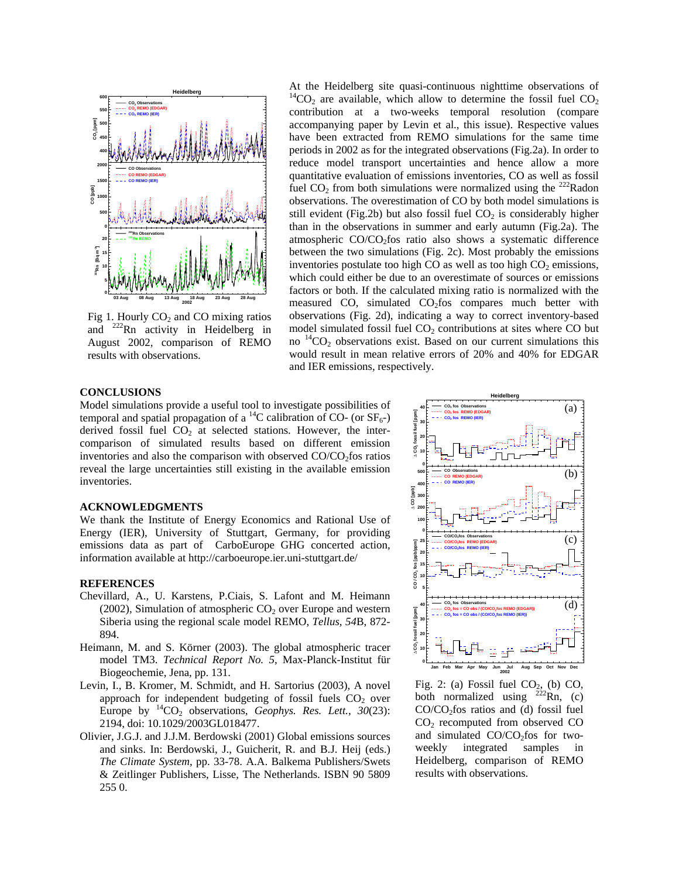Heidelberg

$CO_2$ Observations
$CO_2$ REMO (EDGAR)
$CO_2$ REMO (IER)
$CO_2$ [ppm]
600
550
500
450
400

CO Observations
CO REMO (EDGAR)
CO REMO (IER)
CO [ppb]
2000
1500
1000
500
0

$^{222}$Rn Observations
$^{222}$Rn REMO
$^{222}$Rn [Bq m$^{-3}$]
20
15
10
5
0

03 Aug
08 Aug
13 Aug
18 Aug
23 Aug
28 Aug
2002

Fig 1. Hourly $CO_2$ and CO mixing ratios and $^{222}$Rn activity in Heidelberg in August 2002, comparison of REMO results with observations.

At the Heidelberg site quasi-continuous nighttime observations of $^{14}CO_2$ are available, which allow to determine the fossil fuel $CO_2$ contribution at a two-weeks temporal resolution (compare accompanying paper by Levin et al., this issue). Respective values have been extracted from REMO simulations for the same time periods in 2002 as for the integrated observations (Fig.2a). In order to reduce model transport uncertainties and hence allow a more quantitative evaluation of emissions inventories, CO as well as fossil fuel $CO_2$ from both simulations were normalized using the $^{222}$Radon observations. The overestimation of CO by both model simulations is still evident (Fig.2b) but also fossil fuel $CO_2$ is considerably higher than in the observations in summer and early autumn (Fig.2a). The atmospheric CO/$CO_2$fos ratio also shows a systematic difference between the two simulations (Fig. 2c). Most probably the emissions inventories postulate too high CO as well as too high $CO_2$ emissions, which could either be due to an overestimate of sources or emissions factors or both. If the calculated mixing ratio is normalized with the measured CO, simulated $CO_2$fos compares much better with observations (Fig. 2d), indicating a way to correct inventory-based model simulated fossil fuel $CO_2$ contributions at sites where CO but no $^{14}CO_2$ observations exist. Based on our current simulations this would result in mean relative errors of 20% and 40% for EDGAR and IER emissions, respectively.

## CONCLUSIONS

Model simulations provide a useful tool to investigate possibilities of temporal and spatial propagation of a $^{14}$C calibration of CO- (or $SF_6$-) derived fossil fuel $CO_2$ at selected stations. However, the inter-comparison of simulated results based on different emission inventories and also the comparison with observed CO/$CO_2$fos ratios reveal the large uncertainties still existing in the available emission inventories.

## ACKNOWLEDGMENTS

We thank the Institute of Energy Economics and Rational Use of Energy (IER), University of Stuttgart, Germany, for providing emissions data as part of CarboEurope GHG concerted action, information available at http://carboeurope.ier.uni-stuttgart.de/

## REFERENCES

Chevillard, A., U. Karstens, P.Ciais, S. Lafont and M. Heimann (2002), Simulation of atmospheric $CO_2$ over Europe and western Siberia using the regional scale model REMO, *Tellus, 54*B, 872-894.

Heimann, M. and S. Körner (2003). The global atmospheric tracer model TM3. *Technical Report No. 5*, Max-Planck-Institut für Biogeochemie, Jena, pp. 131.

Levin, I., B. Kromer, M. Schmidt, and H. Sartorius (2003), A novel approach for independent budgeting of fossil fuels $CO_2$ over Europe by $^{14}CO_2$ observations, *Geophys. Res. Lett., 30*(23): 2194, doi: 10.1029/2003GL018477.

Olivier, J.G.J. and J.J.M. Berdowski (2001) Global emissions sources and sinks. In: Berdowski, J., Guicherit, R. and B.J. Heij (eds.) *The Climate System*, pp. 33-78. A.A. Balkema Publishers/Swets & Zeitlinger Publishers, Lisse, The Netherlands. ISBN 90 5809 255 0.

Heidelberg

(a)
$CO_2$ fos Observations
$CO_2$ fos REMO (EDGAR)
$CO_2$ fos REMO (IER)
$\Delta$ $CO_2$ fossil fuel [ppm]
40
30
20
10
0

(b)
CO Observations
CO REMO (EDGAR)
CO REMO (IER)
$\Delta$ CO [ppb]
500
400
300
200
100
0

(c)
CO/$CO_2$fos Observations
CO/$CO_2$fos REMO (EDGAR)
CO/$CO_2$fos REMO (IER)
CO / $CO_2$ fos [ppb/ppm]
25
20
15
10
5

(d)
$CO_2$ fos Observations
$CO_2$ fos = CO obs / (CO/$CO_2$fos REMO (EDGAR))
$CO_2$ fos = CO obs / (CO/$CO_2$fos REMO (IER))
$\Delta$ $CO_2$ fossil fuel [ppm]
40
30
20
10
0

Jan
Feb
Mar
Apr
May
Jun
Jul
Aug
Sep
Oct
Nov
Dec
2002

Fig. 2: (a) Fossil fuel $CO_2$, (b) CO, both normalized using $^{222}$Rn, (c) CO/$CO_2$fos ratios and (d) fossil fuel $CO_2$ recomputed from observed CO and simulated CO/$CO_2$fos for two-weekly integrated samples in Heidelberg, comparison of REMO results with observations.